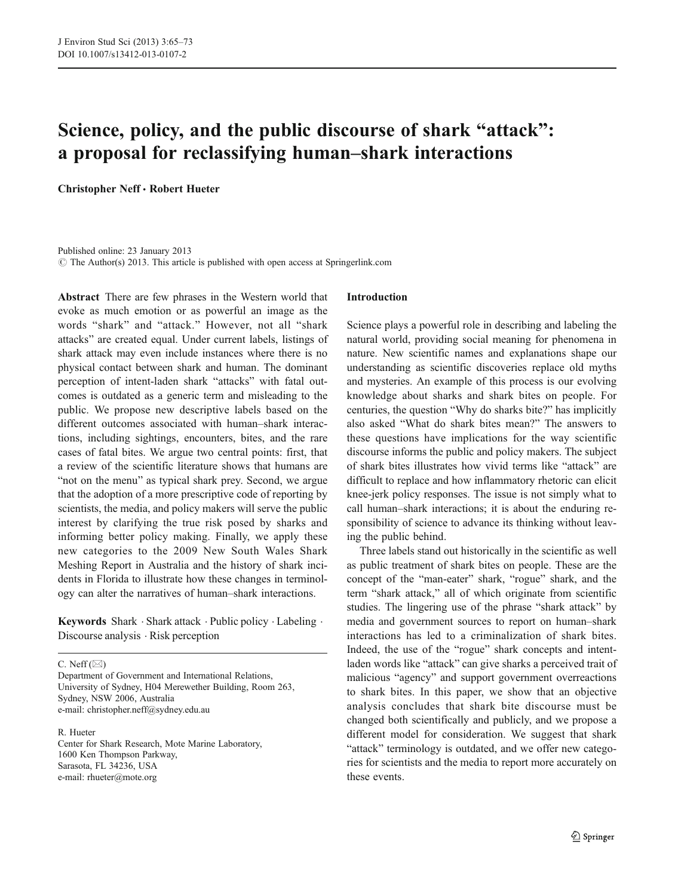# Science, policy, and the public discourse of shark "attack": a proposal for reclassifying human–shark interactions

**Christopher Neff · Robert Hueter**

Published online: 23 January 2013
© The Author(s) 2013. This article is published with open access at Springerlink.com

**Abstract** There are few phrases in the Western world that evoke as much emotion or as powerful an image as the words "shark" and "attack." However, not all "shark attacks" are created equal. Under current labels, listings of shark attack may even include instances where there is no physical contact between shark and human. The dominant perception of intent-laden shark "attacks" with fatal outcomes is outdated as a generic term and misleading to the public. We propose new descriptive labels based on the different outcomes associated with human–shark interactions, including sightings, encounters, bites, and the rare cases of fatal bites. We argue two central points: first, that a review of the scientific literature shows that humans are "not on the menu" as typical shark prey. Second, we argue that the adoption of a more prescriptive code of reporting by scientists, the media, and policy makers will serve the public interest by clarifying the true risk posed by sharks and informing better policy making. Finally, we apply these new categories to the 2009 New South Wales Shark Meshing Report in Australia and the history of shark incidents in Florida to illustrate how these changes in terminology can alter the narratives of human–shark interactions.

**Keywords** Shark · Shark attack · Public policy · Labeling · Discourse analysis · Risk perception

C. Neff (✉)
Department of Government and International Relations, University of Sydney, H04 Merewether Building, Room 263, Sydney, NSW 2006, Australia
e-mail: christopher.neff@sydney.edu.au

R. Hueter
Center for Shark Research, Mote Marine Laboratory, 1600 Ken Thompson Parkway, Sarasota, FL 34236, USA
e-mail: rhueter@mote.org

## Introduction

Science plays a powerful role in describing and labeling the natural world, providing social meaning for phenomena in nature. New scientific names and explanations shape our understanding as scientific discoveries replace old myths and mysteries. An example of this process is our evolving knowledge about sharks and shark bites on people. For centuries, the question "Why do sharks bite?" has implicitly also asked "What do shark bites mean?" The answers to these questions have implications for the way scientific discourse informs the public and policy makers. The subject of shark bites illustrates how vivid terms like "attack" are difficult to replace and how inflammatory rhetoric can elicit knee-jerk policy responses. The issue is not simply what to call human–shark interactions; it is about the enduring responsibility of science to advance its thinking without leaving the public behind.

Three labels stand out historically in the scientific as well as public treatment of shark bites on people. These are the concept of the "man-eater" shark, "rogue" shark, and the term "shark attack," all of which originate from scientific studies. The lingering use of the phrase "shark attack" by media and government sources to report on human–shark interactions has led to a criminalization of shark bites. Indeed, the use of the "rogue" shark concepts and intent-laden words like "attack" can give sharks a perceived trait of malicious "agency" and support government overreactions to shark bites. In this paper, we show that an objective analysis concludes that shark bite discourse must be changed both scientifically and publicly, and we propose a different model for consideration. We suggest that shark "attack" terminology is outdated, and we offer new categories for scientists and the media to report more accurately on these events.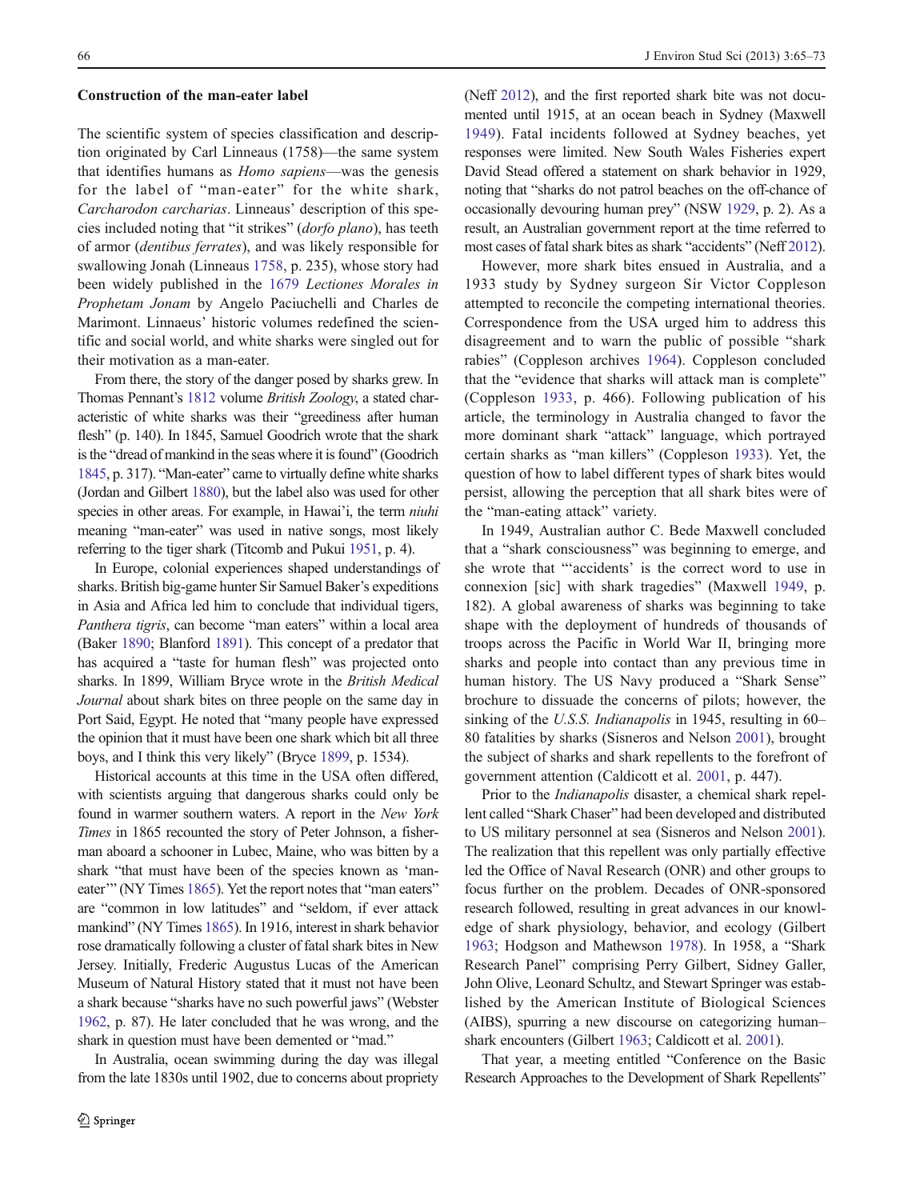**Construction of the man-eater label**

The scientific system of species classification and description originated by Carl Linneaus (1758)—the same system that identifies humans as *Homo sapiens*—was the genesis for the label of "man-eater" for the white shark, *Carcharodon carcharias*. Linneaus' description of this species included noting that "it strikes" (*dorfo plano*), has teeth of armor (*dentibus ferrates*), and was likely responsible for swallowing Jonah (Linneaus 1758, p. 235), whose story had been widely published in the 1679 *Lectiones Morales in Prophetam Jonam* by Angelo Paciuchelli and Charles de Marimont. Linnaeus' historic volumes redefined the scientific and social world, and white sharks were singled out for their motivation as a man-eater.

From there, the story of the danger posed by sharks grew. In Thomas Pennant's 1812 volume *British Zoology*, a stated characteristic of white sharks was their "greediness after human flesh" (p. 140). In 1845, Samuel Goodrich wrote that the shark is the "dread of mankind in the seas where it is found" (Goodrich 1845, p. 317). "Man-eater" came to virtually define white sharks (Jordan and Gilbert 1880), but the label also was used for other species in other areas. For example, in Hawai'i, the term *niuhi* meaning "man-eater" was used in native songs, most likely referring to the tiger shark (Titcomb and Pukui 1951, p. 4).

In Europe, colonial experiences shaped understandings of sharks. British big-game hunter Sir Samuel Baker's expeditions in Asia and Africa led him to conclude that individual tigers, *Panthera tigris*, can become "man eaters" within a local area (Baker 1890; Blanford 1891). This concept of a predator that has acquired a "taste for human flesh" was projected onto sharks. In 1899, William Bryce wrote in the *British Medical Journal* about shark bites on three people on the same day in Port Said, Egypt. He noted that "many people have expressed the opinion that it must have been one shark which bit all three boys, and I think this very likely" (Bryce 1899, p. 1534).

Historical accounts at this time in the USA often differed, with scientists arguing that dangerous sharks could only be found in warmer southern waters. A report in the *New York Times* in 1865 recounted the story of Peter Johnson, a fisherman aboard a schooner in Lubec, Maine, who was bitten by a shark "that must have been of the species known as 'man-eater'" (NY Times 1865). Yet the report notes that "man eaters" are "common in low latitudes" and "seldom, if ever attack mankind" (NY Times 1865). In 1916, interest in shark behavior rose dramatically following a cluster of fatal shark bites in New Jersey. Initially, Frederic Augustus Lucas of the American Museum of Natural History stated that it must not have been a shark because "sharks have no such powerful jaws" (Webster 1962, p. 87). He later concluded that he was wrong, and the shark in question must have been demented or "mad."

In Australia, ocean swimming during the day was illegal from the late 1830s until 1902, due to concerns about propriety (Neff 2012), and the first reported shark bite was not documented until 1915, at an ocean beach in Sydney (Maxwell 1949). Fatal incidents followed at Sydney beaches, yet responses were limited. New South Wales Fisheries expert David Stead offered a statement on shark behavior in 1929, noting that "sharks do not patrol beaches on the off-chance of occasionally devouring human prey" (NSW 1929, p. 2). As a result, an Australian government report at the time referred to most cases of fatal shark bites as shark "accidents" (Neff 2012).

However, more shark bites ensued in Australia, and a 1933 study by Sydney surgeon Sir Victor Coppleson attempted to reconcile the competing international theories. Correspondence from the USA urged him to address this disagreement and to warn the public of possible "shark rabies" (Coppleson archives 1964). Coppleson concluded that the "evidence that sharks will attack man is complete" (Coppleson 1933, p. 466). Following publication of his article, the terminology in Australia changed to favor the more dominant shark "attack" language, which portrayed certain sharks as "man killers" (Coppleson 1933). Yet, the question of how to label different types of shark bites would persist, allowing the perception that all shark bites were of the "man-eating attack" variety.

In 1949, Australian author C. Bede Maxwell concluded that a "shark consciousness" was beginning to emerge, and she wrote that "'accidents' is the correct word to use in connexion [sic] with shark tragedies" (Maxwell 1949, p. 182). A global awareness of sharks was beginning to take shape with the deployment of hundreds of thousands of troops across the Pacific in World War II, bringing more sharks and people into contact than any previous time in human history. The US Navy produced a "Shark Sense" brochure to dissuade the concerns of pilots; however, the sinking of the *U.S.S. Indianapolis* in 1945, resulting in 60–80 fatalities by sharks (Sisneros and Nelson 2001), brought the subject of sharks and shark repellents to the forefront of government attention (Caldicott et al. 2001, p. 447).

Prior to the *Indianapolis* disaster, a chemical shark repellent called "Shark Chaser" had been developed and distributed to US military personnel at sea (Sisneros and Nelson 2001). The realization that this repellent was only partially effective led the Office of Naval Research (ONR) and other groups to focus further on the problem. Decades of ONR-sponsored research followed, resulting in great advances in our knowledge of shark physiology, behavior, and ecology (Gilbert 1963; Hodgson and Mathewson 1978). In 1958, a "Shark Research Panel" comprising Perry Gilbert, Sidney Galler, John Olive, Leonard Schultz, and Stewart Springer was established by the American Institute of Biological Sciences (AIBS), spurring a new discourse on categorizing human–shark encounters (Gilbert 1963; Caldicott et al. 2001).

That year, a meeting entitled "Conference on the Basic Research Approaches to the Development of Shark Repellents"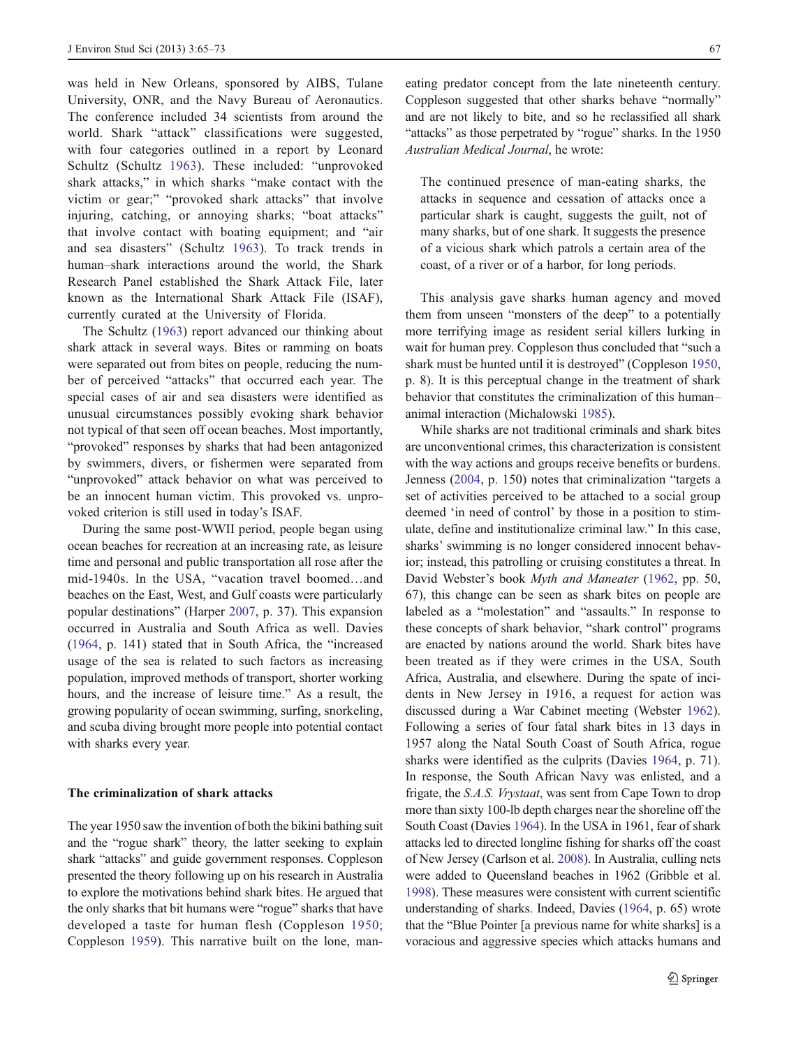was held in New Orleans, sponsored by AIBS, Tulane University, ONR, and the Navy Bureau of Aeronautics. The conference included 34 scientists from around the world. Shark "attack" classifications were suggested, with four categories outlined in a report by Leonard Schultz (Schultz 1963). These included: "unprovoked shark attacks," in which sharks "make contact with the victim or gear;" "provoked shark attacks" that involve injuring, catching, or annoying sharks; "boat attacks" that involve contact with boating equipment; and "air and sea disasters" (Schultz 1963). To track trends in human–shark interactions around the world, the Shark Research Panel established the Shark Attack File, later known as the International Shark Attack File (ISAF), currently curated at the University of Florida.

The Schultz (1963) report advanced our thinking about shark attack in several ways. Bites or ramming on boats were separated out from bites on people, reducing the number of perceived "attacks" that occurred each year. The special cases of air and sea disasters were identified as unusual circumstances possibly evoking shark behavior not typical of that seen off ocean beaches. Most importantly, "provoked" responses by sharks that had been antagonized by swimmers, divers, or fishermen were separated from "unprovoked" attack behavior on what was perceived to be an innocent human victim. This provoked vs. unprovoked criterion is still used in today's ISAF.

During the same post-WWII period, people began using ocean beaches for recreation at an increasing rate, as leisure time and personal and public transportation all rose after the mid-1940s. In the USA, "vacation travel boomed…and beaches on the East, West, and Gulf coasts were particularly popular destinations" (Harper 2007, p. 37). This expansion occurred in Australia and South Africa as well. Davies (1964, p. 141) stated that in South Africa, the "increased usage of the sea is related to such factors as increasing population, improved methods of transport, shorter working hours, and the increase of leisure time." As a result, the growing popularity of ocean swimming, surfing, snorkeling, and scuba diving brought more people into potential contact with sharks every year.

## The criminalization of shark attacks

The year 1950 saw the invention of both the bikini bathing suit and the "rogue shark" theory, the latter seeking to explain shark "attacks" and guide government responses. Coppleson presented the theory following up on his research in Australia to explore the motivations behind shark bites. He argued that the only sharks that bit humans were "rogue" sharks that have developed a taste for human flesh (Coppleson 1950; Coppleson 1959). This narrative built on the lone, man-eating predator concept from the late nineteenth century. Coppleson suggested that other sharks behave "normally" and are not likely to bite, and so he reclassified all shark "attacks" as those perpetrated by "rogue" sharks. In the 1950 *Australian Medical Journal*, he wrote:

> The continued presence of man-eating sharks, the attacks in sequence and cessation of attacks once a particular shark is caught, suggests the guilt, not of many sharks, but of one shark. It suggests the presence of a vicious shark which patrols a certain area of the coast, of a river or of a harbor, for long periods.

This analysis gave sharks human agency and moved them from unseen "monsters of the deep" to a potentially more terrifying image as resident serial killers lurking in wait for human prey. Coppleson thus concluded that "such a shark must be hunted until it is destroyed" (Coppleson 1950, p. 8). It is this perceptual change in the treatment of shark behavior that constitutes the criminalization of this human–animal interaction (Michalowski 1985).

While sharks are not traditional criminals and shark bites are unconventional crimes, this characterization is consistent with the way actions and groups receive benefits or burdens. Jenness (2004, p. 150) notes that criminalization "targets a set of activities perceived to be attached to a social group deemed 'in need of control' by those in a position to stimulate, define and institutionalize criminal law." In this case, sharks' swimming is no longer considered innocent behavior; instead, this patrolling or cruising constitutes a threat. In David Webster's book *Myth and Maneater* (1962, pp. 50, 67), this change can be seen as shark bites on people are labeled as a "molestation" and "assaults." In response to these concepts of shark behavior, "shark control" programs are enacted by nations around the world. Shark bites have been treated as if they were crimes in the USA, South Africa, Australia, and elsewhere. During the spate of incidents in New Jersey in 1916, a request for action was discussed during a War Cabinet meeting (Webster 1962). Following a series of four fatal shark bites in 13 days in 1957 along the Natal South Coast of South Africa, rogue sharks were identified as the culprits (Davies 1964, p. 71). In response, the South African Navy was enlisted, and a frigate, the *S.A.S. Vrystaat*, was sent from Cape Town to drop more than sixty 100-lb depth charges near the shoreline off the South Coast (Davies 1964). In the USA in 1961, fear of shark attacks led to directed longline fishing for sharks off the coast of New Jersey (Carlson et al. 2008). In Australia, culling nets were added to Queensland beaches in 1962 (Gribble et al. 1998). These measures were consistent with current scientific understanding of sharks. Indeed, Davies (1964, p. 65) wrote that the "Blue Pointer [a previous name for white sharks] is a voracious and aggressive species which attacks humans and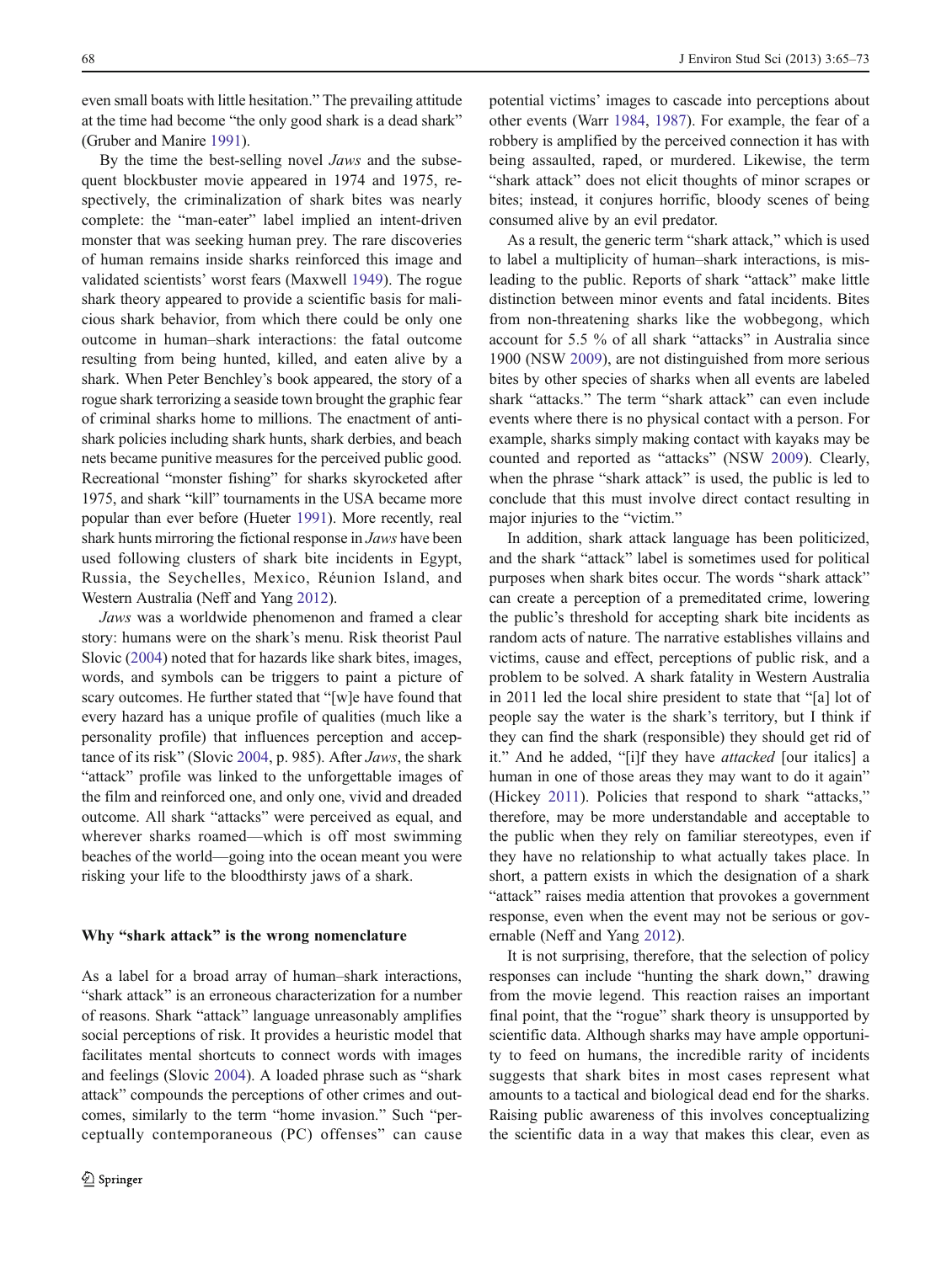even small boats with little hesitation." The prevailing attitude at the time had become "the only good shark is a dead shark" (Gruber and Manire 1991).

By the time the best-selling novel *Jaws* and the subsequent blockbuster movie appeared in 1974 and 1975, respectively, the criminalization of shark bites was nearly complete: the "man-eater" label implied an intent-driven monster that was seeking human prey. The rare discoveries of human remains inside sharks reinforced this image and validated scientists' worst fears (Maxwell 1949). The rogue shark theory appeared to provide a scientific basis for malicious shark behavior, from which there could be only one outcome in human–shark interactions: the fatal outcome resulting from being hunted, killed, and eaten alive by a shark. When Peter Benchley's book appeared, the story of a rogue shark terrorizing a seaside town brought the graphic fear of criminal sharks home to millions. The enactment of anti-shark policies including shark hunts, shark derbies, and beach nets became punitive measures for the perceived public good. Recreational "monster fishing" for sharks skyrocketed after 1975, and shark "kill" tournaments in the USA became more popular than ever before (Hueter 1991). More recently, real shark hunts mirroring the fictional response in *Jaws* have been used following clusters of shark bite incidents in Egypt, Russia, the Seychelles, Mexico, Réunion Island, and Western Australia (Neff and Yang 2012).

*Jaws* was a worldwide phenomenon and framed a clear story: humans were on the shark's menu. Risk theorist Paul Slovic (2004) noted that for hazards like shark bites, images, words, and symbols can be triggers to paint a picture of scary outcomes. He further stated that "[w]e have found that every hazard has a unique profile of qualities (much like a personality profile) that influences perception and acceptance of its risk" (Slovic 2004, p. 985). After *Jaws*, the shark "attack" profile was linked to the unforgettable images of the film and reinforced one, and only one, vivid and dreaded outcome. All shark "attacks" were perceived as equal, and wherever sharks roamed—which is off most swimming beaches of the world—going into the ocean meant you were risking your life to the bloodthirsty jaws of a shark.

## Why "shark attack" is the wrong nomenclature

As a label for a broad array of human–shark interactions, "shark attack" is an erroneous characterization for a number of reasons. Shark "attack" language unreasonably amplifies social perceptions of risk. It provides a heuristic model that facilitates mental shortcuts to connect words with images and feelings (Slovic 2004). A loaded phrase such as "shark attack" compounds the perceptions of other crimes and outcomes, similarly to the term "home invasion." Such "perceptually contemporaneous (PC) offenses" can cause potential victims' images to cascade into perceptions about other events (Warr 1984, 1987). For example, the fear of a robbery is amplified by the perceived connection it has with being assaulted, raped, or murdered. Likewise, the term "shark attack" does not elicit thoughts of minor scrapes or bites; instead, it conjures horrific, bloody scenes of being consumed alive by an evil predator.

As a result, the generic term "shark attack," which is used to label a multiplicity of human–shark interactions, is misleading to the public. Reports of shark "attack" make little distinction between minor events and fatal incidents. Bites from non-threatening sharks like the wobbegong, which account for 5.5 % of all shark "attacks" in Australia since 1900 (NSW 2009), are not distinguished from more serious bites by other species of sharks when all events are labeled shark "attacks." The term "shark attack" can even include events where there is no physical contact with a person. For example, sharks simply making contact with kayaks may be counted and reported as "attacks" (NSW 2009). Clearly, when the phrase "shark attack" is used, the public is led to conclude that this must involve direct contact resulting in major injuries to the "victim."

In addition, shark attack language has been politicized, and the shark "attack" label is sometimes used for political purposes when shark bites occur. The words "shark attack" can create a perception of a premeditated crime, lowering the public's threshold for accepting shark bite incidents as random acts of nature. The narrative establishes villains and victims, cause and effect, perceptions of public risk, and a problem to be solved. A shark fatality in Western Australia in 2011 led the local shire president to state that "[a] lot of people say the water is the shark's territory, but I think if they can find the shark (responsible) they should get rid of it." And he added, "[i]f they have *attacked* [our italics] a human in one of those areas they may want to do it again" (Hickey 2011). Policies that respond to shark "attacks," therefore, may be more understandable and acceptable to the public when they rely on familiar stereotypes, even if they have no relationship to what actually takes place. In short, a pattern exists in which the designation of a shark "attack" raises media attention that provokes a government response, even when the event may not be serious or governable (Neff and Yang 2012).

It is not surprising, therefore, that the selection of policy responses can include "hunting the shark down," drawing from the movie legend. This reaction raises an important final point, that the "rogue" shark theory is unsupported by scientific data. Although sharks may have ample opportunity to feed on humans, the incredible rarity of incidents suggests that shark bites in most cases represent what amounts to a tactical and biological dead end for the sharks. Raising public awareness of this involves conceptualizing the scientific data in a way that makes this clear, even as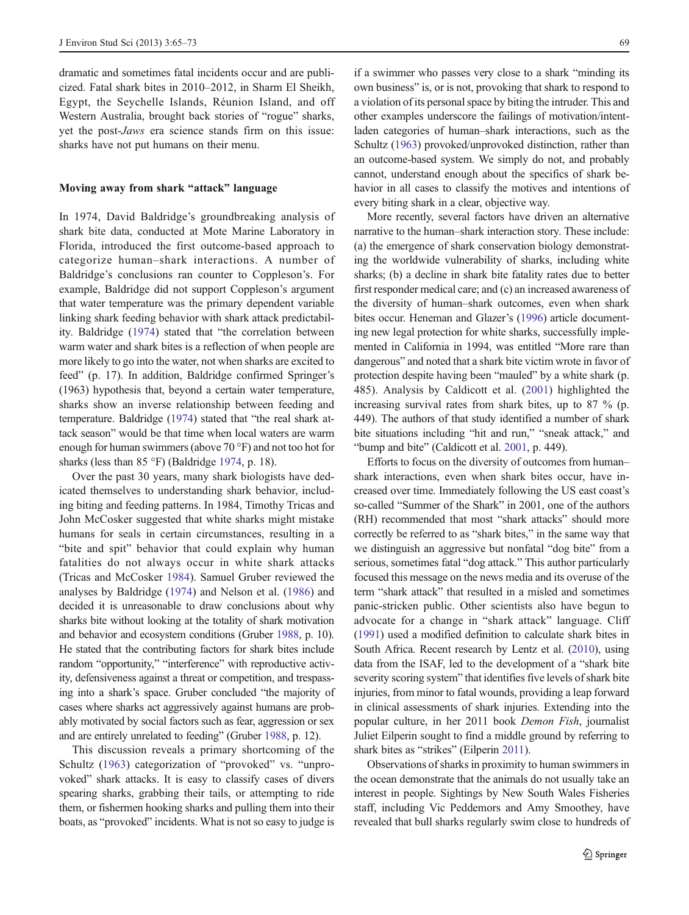dramatic and sometimes fatal incidents occur and are publicized. Fatal shark bites in 2010–2012, in Sharm El Sheikh, Egypt, the Seychelle Islands, Réunion Island, and off Western Australia, brought back stories of "rogue" sharks, yet the post-*Jaws* era science stands firm on this issue: sharks have not put humans on their menu.

## Moving away from shark "attack" language

In 1974, David Baldridge's groundbreaking analysis of shark bite data, conducted at Mote Marine Laboratory in Florida, introduced the first outcome-based approach to categorize human–shark interactions. A number of Baldridge's conclusions ran counter to Coppleson's. For example, Baldridge did not support Coppleson's argument that water temperature was the primary dependent variable linking shark feeding behavior with shark attack predictability. Baldridge (1974) stated that "the correlation between warm water and shark bites is a reflection of when people are more likely to go into the water, not when sharks are excited to feed" (p. 17). In addition, Baldridge confirmed Springer's (1963) hypothesis that, beyond a certain water temperature, sharks show an inverse relationship between feeding and temperature. Baldridge (1974) stated that "the real shark attack season" would be that time when local waters are warm enough for human swimmers (above 70 °F) and not too hot for sharks (less than 85 °F) (Baldridge 1974, p. 18).

Over the past 30 years, many shark biologists have dedicated themselves to understanding shark behavior, including biting and feeding patterns. In 1984, Timothy Tricas and John McCosker suggested that white sharks might mistake humans for seals in certain circumstances, resulting in a "bite and spit" behavior that could explain why human fatalities do not always occur in white shark attacks (Tricas and McCosker 1984). Samuel Gruber reviewed the analyses by Baldridge (1974) and Nelson et al. (1986) and decided it is unreasonable to draw conclusions about why sharks bite without looking at the totality of shark motivation and behavior and ecosystem conditions (Gruber 1988, p. 10). He stated that the contributing factors for shark bites include random "opportunity," "interference" with reproductive activity, defensiveness against a threat or competition, and trespassing into a shark's space. Gruber concluded "the majority of cases where sharks act aggressively against humans are probably motivated by social factors such as fear, aggression or sex and are entirely unrelated to feeding" (Gruber 1988, p. 12).

This discussion reveals a primary shortcoming of the Schultz (1963) categorization of "provoked" vs. "unprovoked" shark attacks. It is easy to classify cases of divers spearing sharks, grabbing their tails, or attempting to ride them, or fishermen hooking sharks and pulling them into their boats, as "provoked" incidents. What is not so easy to judge is if a swimmer who passes very close to a shark "minding its own business" is, or is not, provoking that shark to respond to a violation of its personal space by biting the intruder. This and other examples underscore the failings of motivation/intent-laden categories of human–shark interactions, such as the Schultz (1963) provoked/unprovoked distinction, rather than an outcome-based system. We simply do not, and probably cannot, understand enough about the specifics of shark behavior in all cases to classify the motives and intentions of every biting shark in a clear, objective way.

More recently, several factors have driven an alternative narrative to the human–shark interaction story. These include: (a) the emergence of shark conservation biology demonstrating the worldwide vulnerability of sharks, including white sharks; (b) a decline in shark bite fatality rates due to better first responder medical care; and (c) an increased awareness of the diversity of human–shark outcomes, even when shark bites occur. Heneman and Glazer's (1996) article documenting new legal protection for white sharks, successfully implemented in California in 1994, was entitled "More rare than dangerous" and noted that a shark bite victim wrote in favor of protection despite having been "mauled" by a white shark (p. 485). Analysis by Caldicott et al. (2001) highlighted the increasing survival rates from shark bites, up to 87 % (p. 449). The authors of that study identified a number of shark bite situations including "hit and run," "sneak attack," and "bump and bite" (Caldicott et al. 2001, p. 449).

Efforts to focus on the diversity of outcomes from human–shark interactions, even when shark bites occur, have increased over time. Immediately following the US east coast's so-called "Summer of the Shark" in 2001, one of the authors (RH) recommended that most "shark attacks" should more correctly be referred to as "shark bites," in the same way that we distinguish an aggressive but nonfatal "dog bite" from a serious, sometimes fatal "dog attack." This author particularly focused this message on the news media and its overuse of the term "shark attack" that resulted in a misled and sometimes panic-stricken public. Other scientists also have begun to advocate for a change in "shark attack" language. Cliff (1991) used a modified definition to calculate shark bites in South Africa. Recent research by Lentz et al. (2010), using data from the ISAF, led to the development of a "shark bite severity scoring system" that identifies five levels of shark bite injuries, from minor to fatal wounds, providing a leap forward in clinical assessments of shark injuries. Extending into the popular culture, in her 2011 book *Demon Fish*, journalist Juliet Eilperin sought to find a middle ground by referring to shark bites as "strikes" (Eilperin 2011).

Observations of sharks in proximity to human swimmers in the ocean demonstrate that the animals do not usually take an interest in people. Sightings by New South Wales Fisheries staff, including Vic Peddemors and Amy Smoothey, have revealed that bull sharks regularly swim close to hundreds of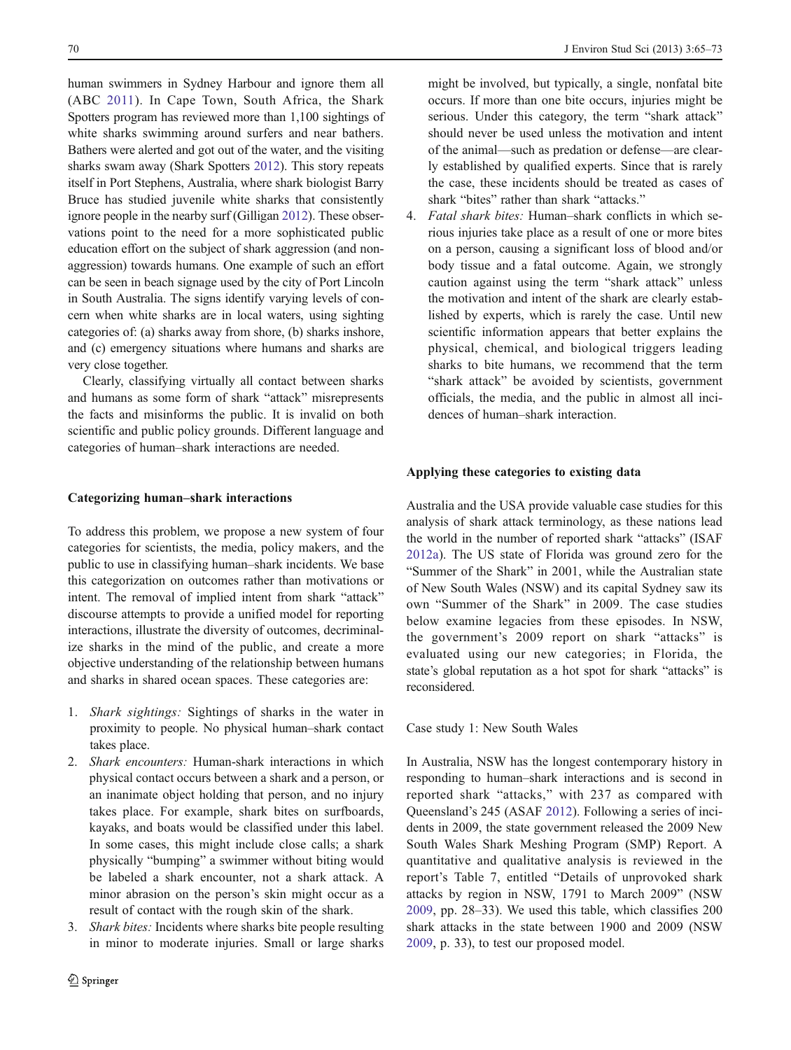human swimmers in Sydney Harbour and ignore them all (ABC 2011). In Cape Town, South Africa, the Shark Spotters program has reviewed more than 1,100 sightings of white sharks swimming around surfers and near bathers. Bathers were alerted and got out of the water, and the visiting sharks swam away (Shark Spotters 2012). This story repeats itself in Port Stephens, Australia, where shark biologist Barry Bruce has studied juvenile white sharks that consistently ignore people in the nearby surf (Gilligan 2012). These observations point to the need for a more sophisticated public education effort on the subject of shark aggression (and non-aggression) towards humans. One example of such an effort can be seen in beach signage used by the city of Port Lincoln in South Australia. The signs identify varying levels of concern when white sharks are in local waters, using sighting categories of: (a) sharks away from shore, (b) sharks inshore, and (c) emergency situations where humans and sharks are very close together.

Clearly, classifying virtually all contact between sharks and humans as some form of shark "attack" misrepresents the facts and misinforms the public. It is invalid on both scientific and public policy grounds. Different language and categories of human–shark interactions are needed.

### Categorizing human–shark interactions

To address this problem, we propose a new system of four categories for scientists, the media, policy makers, and the public to use in classifying human–shark incidents. We base this categorization on outcomes rather than motivations or intent. The removal of implied intent from shark "attack" discourse attempts to provide a unified model for reporting interactions, illustrate the diversity of outcomes, decriminalize sharks in the mind of the public, and create a more objective understanding of the relationship between humans and sharks in shared ocean spaces. These categories are:

1. *Shark sightings:* Sightings of sharks in the water in proximity to people. No physical human–shark contact takes place.
2. *Shark encounters:* Human-shark interactions in which physical contact occurs between a shark and a person, or an inanimate object holding that person, and no injury takes place. For example, shark bites on surfboards, kayaks, and boats would be classified under this label. In some cases, this might include close calls; a shark physically "bumping" a swimmer without biting would be labeled a shark encounter, not a shark attack. A minor abrasion on the person's skin might occur as a result of contact with the rough skin of the shark.
3. *Shark bites:* Incidents where sharks bite people resulting in minor to moderate injuries. Small or large sharks might be involved, but typically, a single, nonfatal bite occurs. If more than one bite occurs, injuries might be serious. Under this category, the term "shark attack" should never be used unless the motivation and intent of the animal—such as predation or defense—are clearly established by qualified experts. Since that is rarely the case, these incidents should be treated as cases of shark "bites" rather than shark "attacks."
4. *Fatal shark bites:* Human–shark conflicts in which serious injuries take place as a result of one or more bites on a person, causing a significant loss of blood and/or body tissue and a fatal outcome. Again, we strongly caution against using the term "shark attack" unless the motivation and intent of the shark are clearly established by experts, which is rarely the case. Until new scientific information appears that better explains the physical, chemical, and biological triggers leading sharks to bite humans, we recommend that the term "shark attack" be avoided by scientists, government officials, the media, and the public in almost all incidences of human–shark interaction.

### Applying these categories to existing data

Australia and the USA provide valuable case studies for this analysis of shark attack terminology, as these nations lead the world in the number of reported shark "attacks" (ISAF 2012a). The US state of Florida was ground zero for the "Summer of the Shark" in 2001, while the Australian state of New South Wales (NSW) and its capital Sydney saw its own "Summer of the Shark" in 2009. The case studies below examine legacies from these episodes. In NSW, the government's 2009 report on shark "attacks" is evaluated using our new categories; in Florida, the state's global reputation as a hot spot for shark "attacks" is reconsidered.

#### Case study 1: New South Wales

In Australia, NSW has the longest contemporary history in responding to human–shark interactions and is second in reported shark "attacks," with 237 as compared with Queensland's 245 (ASAF 2012). Following a series of incidents in 2009, the state government released the 2009 New South Wales Shark Meshing Program (SMP) Report. A quantitative and qualitative analysis is reviewed in the report's Table 7, entitled "Details of unprovoked shark attacks by region in NSW, 1791 to March 2009" (NSW 2009, pp. 28–33). We used this table, which classifies 200 shark attacks in the state between 1900 and 2009 (NSW 2009, p. 33), to test our proposed model.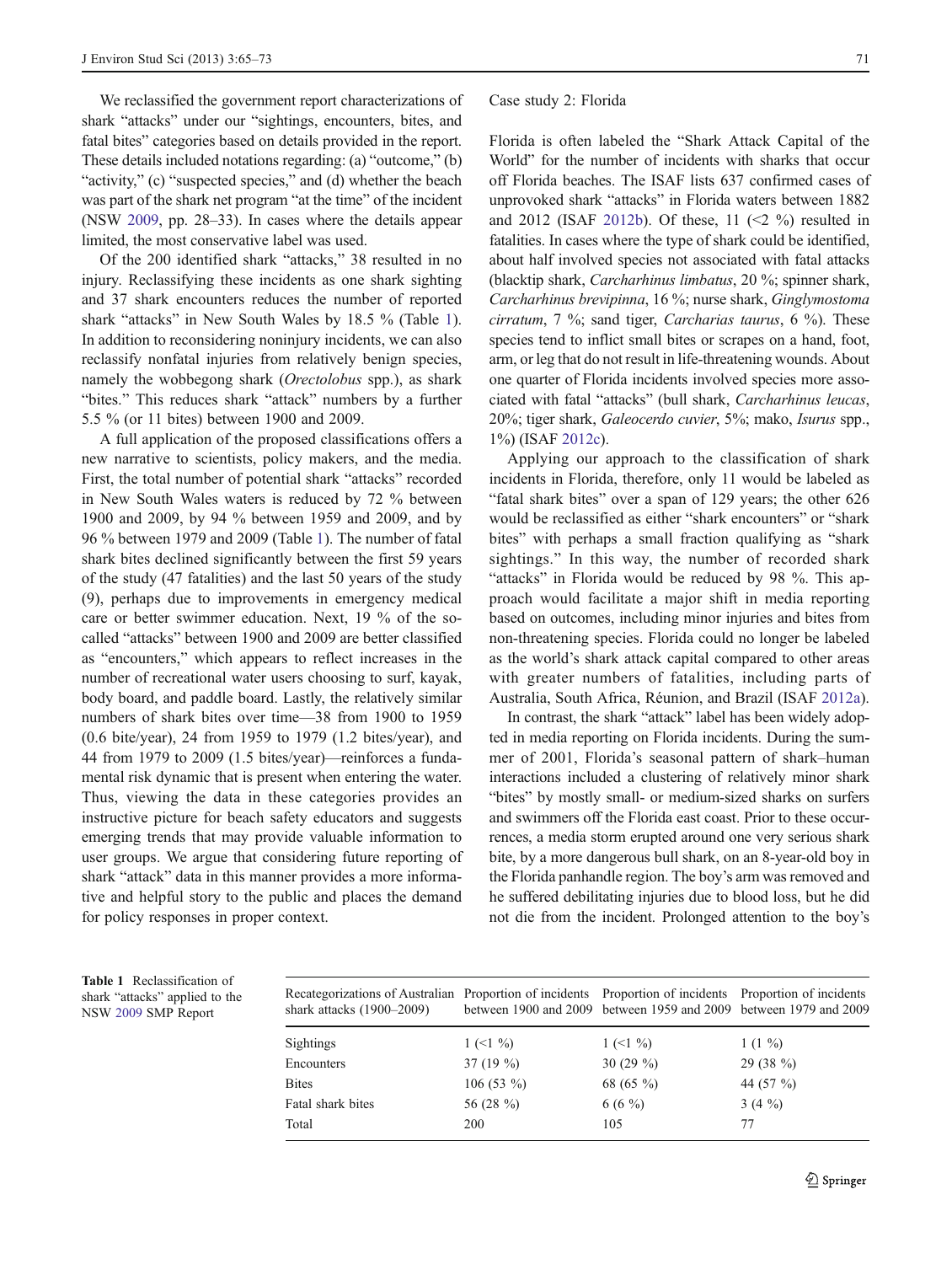We reclassified the government report characterizations of shark "attacks" under our "sightings, encounters, bites, and fatal bites" categories based on details provided in the report. These details included notations regarding: (a) "outcome," (b) "activity," (c) "suspected species," and (d) whether the beach was part of the shark net program "at the time" of the incident (NSW 2009, pp. 28–33). In cases where the details appear limited, the most conservative label was used.

Of the 200 identified shark "attacks," 38 resulted in no injury. Reclassifying these incidents as one shark sighting and 37 shark encounters reduces the number of reported shark "attacks" in New South Wales by 18.5 % (Table 1). In addition to reconsidering noninjury incidents, we can also reclassify nonfatal injuries from relatively benign species, namely the wobbegong shark (*Orectolobus* spp.), as shark "bites." This reduces shark "attack" numbers by a further 5.5 % (or 11 bites) between 1900 and 2009.

A full application of the proposed classifications offers a new narrative to scientists, policy makers, and the media. First, the total number of potential shark "attacks" recorded in New South Wales waters is reduced by 72 % between 1900 and 2009, by 94 % between 1959 and 2009, and by 96 % between 1979 and 2009 (Table 1). The number of fatal shark bites declined significantly between the first 59 years of the study (47 fatalities) and the last 50 years of the study (9), perhaps due to improvements in emergency medical care or better swimmer education. Next, 19 % of the so-called "attacks" between 1900 and 2009 are better classified as "encounters," which appears to reflect increases in the number of recreational water users choosing to surf, kayak, body board, and paddle board. Lastly, the relatively similar numbers of shark bites over time—38 from 1900 to 1959 (0.6 bite/year), 24 from 1959 to 1979 (1.2 bites/year), and 44 from 1979 to 2009 (1.5 bites/year)—reinforces a fundamental risk dynamic that is present when entering the water. Thus, viewing the data in these categories provides an instructive picture for beach safety educators and suggests emerging trends that may provide valuable information to user groups. We argue that considering future reporting of shark "attack" data in this manner provides a more informative and helpful story to the public and places the demand for policy responses in proper context.

## Case study 2: Florida

Florida is often labeled the "Shark Attack Capital of the World" for the number of incidents with sharks that occur off Florida beaches. The ISAF lists 637 confirmed cases of unprovoked shark "attacks" in Florida waters between 1882 and 2012 (ISAF 2012b). Of these, 11 (<2 %) resulted in fatalities. In cases where the type of shark could be identified, about half involved species not associated with fatal attacks (blacktip shark, *Carcharhinus limbatus*, 20 %; spinner shark, *Carcharhinus brevipinna*, 16 %; nurse shark, *Ginglymostoma cirratum*, 7 %; sand tiger, *Carcharias taurus*, 6 %). These species tend to inflict small bites or scrapes on a hand, foot, arm, or leg that do not result in life-threatening wounds. About one quarter of Florida incidents involved species more associated with fatal "attacks" (bull shark, *Carcharhinus leucas*, 20%; tiger shark, *Galeocerdo cuvier*, 5%; mako, *Isurus* spp., 1%) (ISAF 2012c).

Applying our approach to the classification of shark incidents in Florida, therefore, only 11 would be labeled as "fatal shark bites" over a span of 129 years; the other 626 would be reclassified as either "shark encounters" or "shark bites" with perhaps a small fraction qualifying as "shark sightings." In this way, the number of recorded shark "attacks" in Florida would be reduced by 98 %. This approach would facilitate a major shift in media reporting based on outcomes, including minor injuries and bites from non-threatening species. Florida could no longer be labeled as the world's shark attack capital compared to other areas with greater numbers of fatalities, including parts of Australia, South Africa, Réunion, and Brazil (ISAF 2012a).

In contrast, the shark "attack" label has been widely adopted in media reporting on Florida incidents. During the summer of 2001, Florida's seasonal pattern of shark–human interactions included a clustering of relatively minor shark "bites" by mostly small- or medium-sized sharks on surfers and swimmers off the Florida east coast. Prior to these occurrences, a media storm erupted around one very serious shark bite, by a more dangerous bull shark, on an 8-year-old boy in the Florida panhandle region. The boy's arm was removed and he suffered debilitating injuries due to blood loss, but he did not die from the incident. Prolonged attention to the boy's

**Table 1** Reclassification of shark "attacks" applied to the NSW 2009 SMP Report

| Recategorizations of Australian shark attacks (1900–2009) | Proportion of incidents between 1900 and 2009 | Proportion of incidents between 1959 and 2009 | Proportion of incidents between 1979 and 2009 |
|---|---|---|---|
| Sightings | 1 (<1 %) | 1 (<1 %) | 1 (1 %) |
| Encounters | 37 (19 %) | 30 (29 %) | 29 (38 %) |
| Bites | 106 (53 %) | 68 (65 %) | 44 (57 %) |
| Fatal shark bites | 56 (28 %) | 6 (6 %) | 3 (4 %) |
| Total | 200 | 105 | 77 |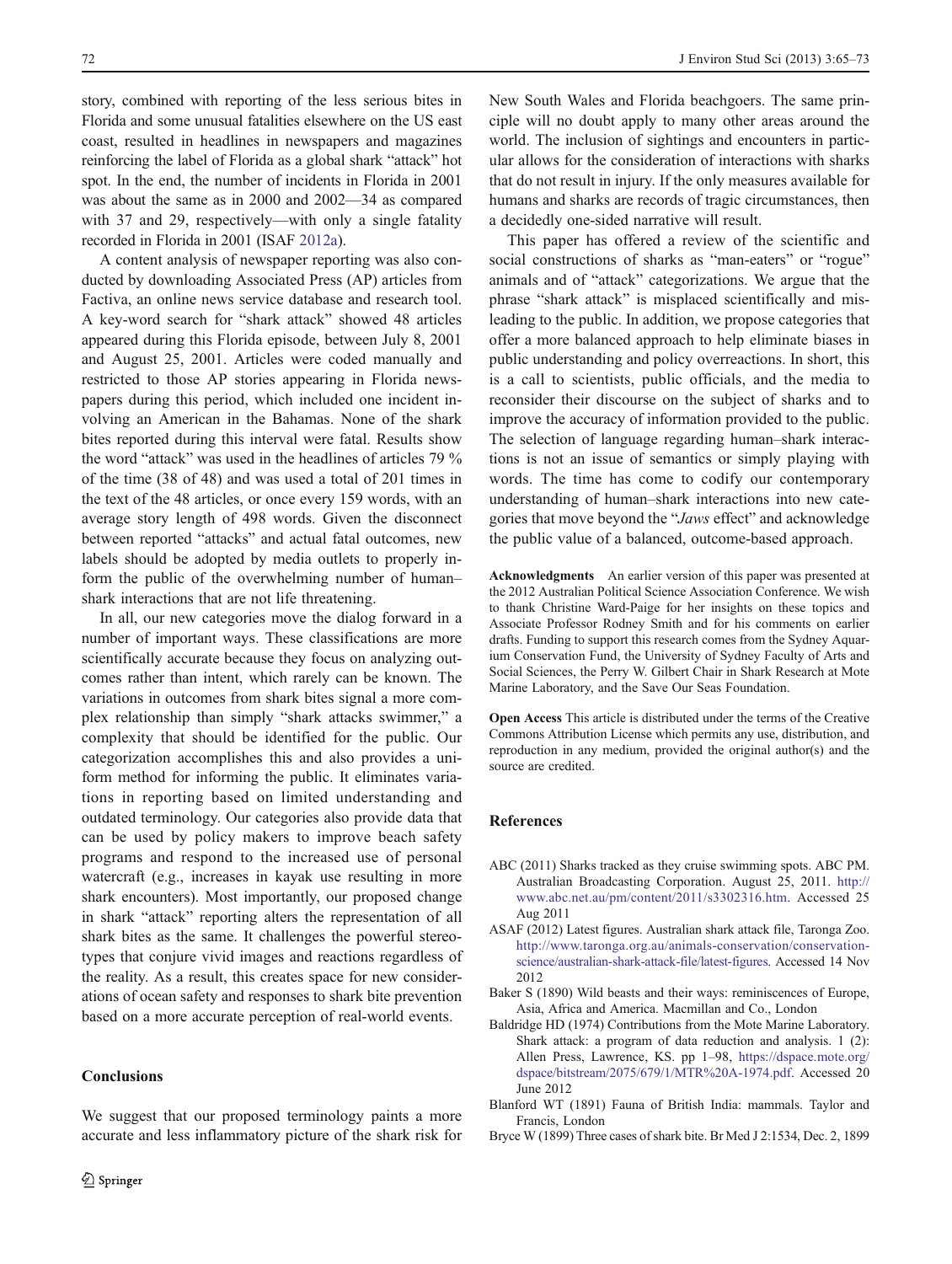story, combined with reporting of the less serious bites in Florida and some unusual fatalities elsewhere on the US east coast, resulted in headlines in newspapers and magazines reinforcing the label of Florida as a global shark "attack" hot spot. In the end, the number of incidents in Florida in 2001 was about the same as in 2000 and 2002—34 as compared with 37 and 29, respectively—with only a single fatality recorded in Florida in 2001 (ISAF 2012a).

A content analysis of newspaper reporting was also conducted by downloading Associated Press (AP) articles from Factiva, an online news service database and research tool. A key-word search for "shark attack" showed 48 articles appeared during this Florida episode, between July 8, 2001 and August 25, 2001. Articles were coded manually and restricted to those AP stories appearing in Florida newspapers during this period, which included one incident involving an American in the Bahamas. None of the shark bites reported during this interval were fatal. Results show the word "attack" was used in the headlines of articles 79 % of the time (38 of 48) and was used a total of 201 times in the text of the 48 articles, or once every 159 words, with an average story length of 498 words. Given the disconnect between reported "attacks" and actual fatal outcomes, new labels should be adopted by media outlets to properly inform the public of the overwhelming number of human–shark interactions that are not life threatening.

In all, our new categories move the dialog forward in a number of important ways. These classifications are more scientifically accurate because they focus on analyzing outcomes rather than intent, which rarely can be known. The variations in outcomes from shark bites signal a more complex relationship than simply "shark attacks swimmer," a complexity that should be identified for the public. Our categorization accomplishes this and also provides a uniform method for informing the public. It eliminates variations in reporting based on limited understanding and outdated terminology. Our categories also provide data that can be used by policy makers to improve beach safety programs and respond to the increased use of personal watercraft (e.g., increases in kayak use resulting in more shark encounters). Most importantly, our proposed change in shark "attack" reporting alters the representation of all shark bites as the same. It challenges the powerful stereotypes that conjure vivid images and reactions regardless of the reality. As a result, this creates space for new considerations of ocean safety and responses to shark bite prevention based on a more accurate perception of real-world events.

## Conclusions

We suggest that our proposed terminology paints a more accurate and less inflammatory picture of the shark risk for New South Wales and Florida beachgoers. The same principle will no doubt apply to many other areas around the world. The inclusion of sightings and encounters in particular allows for the consideration of interactions with sharks that do not result in injury. If the only measures available for humans and sharks are records of tragic circumstances, then a decidedly one-sided narrative will result.

This paper has offered a review of the scientific and social constructions of sharks as "man-eaters" or "rogue" animals and of "attack" categorizations. We argue that the phrase "shark attack" is misplaced scientifically and misleading to the public. In addition, we propose categories that offer a more balanced approach to help eliminate biases in public understanding and policy overreactions. In short, this is a call to scientists, public officials, and the media to reconsider their discourse on the subject of sharks and to improve the accuracy of information provided to the public. The selection of language regarding human–shark interactions is not an issue of semantics or simply playing with words. The time has come to codify our contemporary understanding of human–shark interactions into new categories that move beyond the "*Jaws* effect" and acknowledge the public value of a balanced, outcome-based approach.

**Acknowledgments** An earlier version of this paper was presented at the 2012 Australian Political Science Association Conference. We wish to thank Christine Ward-Paige for her insights on these topics and Associate Professor Rodney Smith and for his comments on earlier drafts. Funding to support this research comes from the Sydney Aquarium Conservation Fund, the University of Sydney Faculty of Arts and Social Sciences, the Perry W. Gilbert Chair in Shark Research at Mote Marine Laboratory, and the Save Our Seas Foundation.

**Open Access** This article is distributed under the terms of the Creative Commons Attribution License which permits any use, distribution, and reproduction in any medium, provided the original author(s) and the source are credited.

## References

ABC (2011) Sharks tracked as they cruise swimming spots. ABC PM. Australian Broadcasting Corporation. August 25, 2011. http://www.abc.net.au/pm/content/2011/s3302316.htm. Accessed 25 Aug 2011

ASAF (2012) Latest figures. Australian shark attack file, Taronga Zoo. http://www.taronga.org.au/animals-conservation/conservation-science/australian-shark-attack-file/latest-figures. Accessed 14 Nov 2012

Baker S (1890) Wild beasts and their ways: reminiscences of Europe, Asia, Africa and America. Macmillan and Co., London

Baldridge HD (1974) Contributions from the Mote Marine Laboratory. Shark attack: a program of data reduction and analysis. 1 (2): Allen Press, Lawrence, KS. pp 1–98, https://dspace.mote.org/dspace/bitstream/2075/679/1/MTR%20A-1974.pdf. Accessed 20 June 2012

Blanford WT (1891) Fauna of British India: mammals. Taylor and Francis, London

Bryce W (1899) Three cases of shark bite. Br Med J 2:1534, Dec. 2, 1899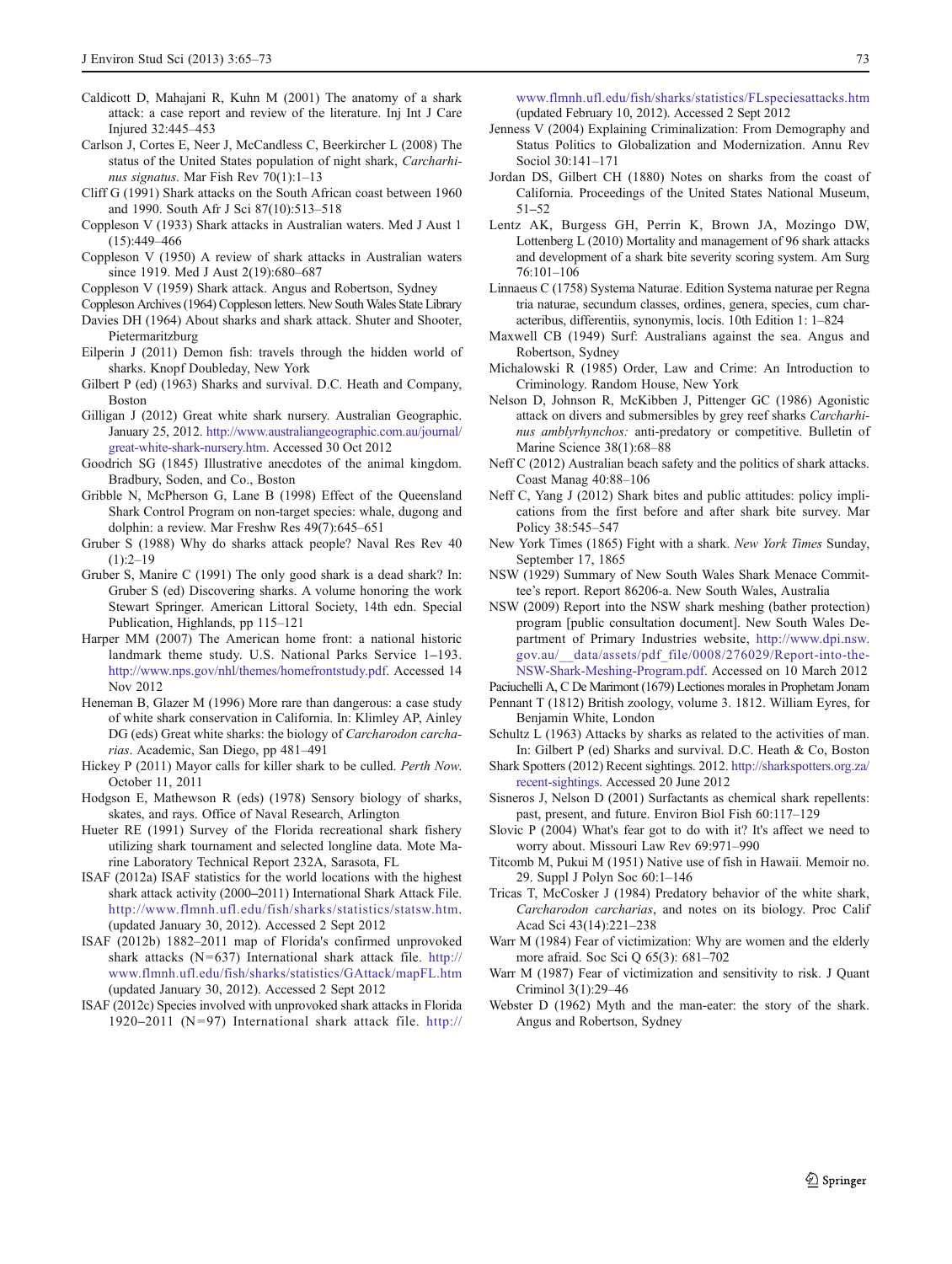Caldicott D, Mahajani R, Kuhn M (2001) The anatomy of a shark attack: a case report and review of the literature. Inj Int J Care Injured 32:445–453

Carlson J, Cortes E, Neer J, McCandless C, Beerkircher L (2008) The status of the United States population of night shark, *Carcharhinus signatus*. Mar Fish Rev 70(1):1–13

Cliff G (1991) Shark attacks on the South African coast between 1960 and 1990. South Afr J Sci 87(10):513–518

Coppleson V (1933) Shark attacks in Australian waters. Med J Aust 1 (15):449–466

Coppleson V (1950) A review of shark attacks in Australian waters since 1919. Med J Aust 2(19):680–687

Coppleson V (1959) Shark attack. Angus and Robertson, Sydney

Coppleson Archives (1964) Coppleson letters. New South Wales State Library

Davies DH (1964) About sharks and shark attack. Shuter and Shooter, Pietermaritzburg

Eilperin J (2011) Demon fish: travels through the hidden world of sharks. Knopf Doubleday, New York

Gilbert P (ed) (1963) Sharks and survival. D.C. Heath and Company, Boston

Gilligan J (2012) Great white shark nursery. Australian Geographic. January 25, 2012. http://www.australiangeographic.com.au/journal/great-white-shark-nursery.htm. Accessed 30 Oct 2012

Goodrich SG (1845) Illustrative anecdotes of the animal kingdom. Bradbury, Soden, and Co., Boston

Gribble N, McPherson G, Lane B (1998) Effect of the Queensland Shark Control Program on non-target species: whale, dugong and dolphin: a review. Mar Freshw Res 49(7):645–651

Gruber S (1988) Why do sharks attack people? Naval Res Rev 40 (1):2–19

Gruber S, Manire C (1991) The only good shark is a dead shark? In: Gruber S (ed) Discovering sharks. A volume honoring the work Stewart Springer. American Littoral Society, 14th edn. Special Publication, Highlands, pp 115–121

Harper MM (2007) The American home front: a national historic landmark theme study. U.S. National Parks Service 1–193. http://www.nps.gov/nhl/themes/homefrontstudy.pdf. Accessed 14 Nov 2012

Heneman B, Glazer M (1996) More rare than dangerous: a case study of white shark conservation in California. In: Klimley AP, Ainley DG (eds) Great white sharks: the biology of *Carcharodon carcharias*. Academic, San Diego, pp 481–491

Hickey P (2011) Mayor calls for killer shark to be culled. *Perth Now*. October 11, 2011

Hodgson E, Mathewson R (eds) (1978) Sensory biology of sharks, skates, and rays. Office of Naval Research, Arlington

Hueter RE (1991) Survey of the Florida recreational shark fishery utilizing shark tournament and selected longline data. Mote Marine Laboratory Technical Report 232A, Sarasota, FL

ISAF (2012a) ISAF statistics for the world locations with the highest shark attack activity (2000–2011) International Shark Attack File. http://www.flmnh.ufl.edu/fish/sharks/statistics/statsw.htm. (updated January 30, 2012). Accessed 2 Sept 2012

ISAF (2012b) 1882–2011 map of Florida's confirmed unprovoked shark attacks (N=637) International shark attack file. http://www.flmnh.ufl.edu/fish/sharks/statistics/GAttack/mapFL.htm (updated January 30, 2012). Accessed 2 Sept 2012

ISAF (2012c) Species involved with unprovoked shark attacks in Florida 1920–2011 (N=97) International shark attack file. http://www.flmnh.ufl.edu/fish/sharks/statistics/FLspeciesattacks.htm (updated February 10, 2012). Accessed 2 Sept 2012

Jenness V (2004) Explaining Criminalization: From Demography and Status Politics to Globalization and Modernization. Annu Rev Sociol 30:141–171

Jordan DS, Gilbert CH (1880) Notes on sharks from the coast of California. Proceedings of the United States National Museum, 51–52

Lentz AK, Burgess GH, Perrin K, Brown JA, Mozingo DW, Lottenberg L (2010) Mortality and management of 96 shark attacks and development of a shark bite severity scoring system. Am Surg 76:101–106

Linnaeus C (1758) Systema Naturae. Edition Systema naturae per Regna tria naturae, secundum classes, ordines, genera, species, cum characteribus, differentiis, synonymis, locis. 10th Edition 1: 1–824

Maxwell CB (1949) Surf: Australians against the sea. Angus and Robertson, Sydney

Michalowski R (1985) Order, Law and Crime: An Introduction to Criminology. Random House, New York

Nelson D, Johnson R, McKibben J, Pittenger GC (1986) Agonistic attack on divers and submersibles by grey reef sharks *Carcharhinus amblyrhynchos:* anti-predatory or competitive. Bulletin of Marine Science 38(1):68–88

Neff C (2012) Australian beach safety and the politics of shark attacks. Coast Manag 40:88–106

Neff C, Yang J (2012) Shark bites and public attitudes: policy implications from the first before and after shark bite survey. Mar Policy 38:545–547

New York Times (1865) Fight with a shark. *New York Times* Sunday, September 17, 1865

NSW (1929) Summary of New South Wales Shark Menace Committee's report. Report 86206-a. New South Wales, Australia

NSW (2009) Report into the NSW shark meshing (bather protection) program [public consultation document]. New South Wales Department of Primary Industries website, http://www.dpi.nsw.gov.au/__data/assets/pdf_file/0008/276029/Report-into-the-NSW-Shark-Meshing-Program.pdf. Accessed on 10 March 2012

Paciuchelli A, C De Marimont (1679) Lectiones morales in Prophetam Jonam

Pennant T (1812) British zoology, volume 3. 1812. William Eyres, for Benjamin White, London

Schultz L (1963) Attacks by sharks as related to the activities of man. In: Gilbert P (ed) Sharks and survival. D.C. Heath & Co, Boston

Shark Spotters (2012) Recent sightings. 2012. http://sharkspotters.org.za/recent-sightings. Accessed 20 June 2012

Sisneros J, Nelson D (2001) Surfactants as chemical shark repellents: past, present, and future. Environ Biol Fish 60:117–129

Slovic P (2004) What's fear got to do with it? It's affect we need to worry about. Missouri Law Rev 69:971–990

Titcomb M, Pukui M (1951) Native use of fish in Hawaii. Memoir no. 29. Suppl J Polyn Soc 60:1–146

Tricas T, McCosker J (1984) Predatory behavior of the white shark, *Carcharodon carcharias*, and notes on its biology. Proc Calif Acad Sci 43(14):221–238

Warr M (1984) Fear of victimization: Why are women and the elderly more afraid. Soc Sci Q 65(3): 681–702

Warr M (1987) Fear of victimization and sensitivity to risk. J Quant Criminol 3(1):29–46

Webster D (1962) Myth and the man-eater: the story of the shark. Angus and Robertson, Sydney